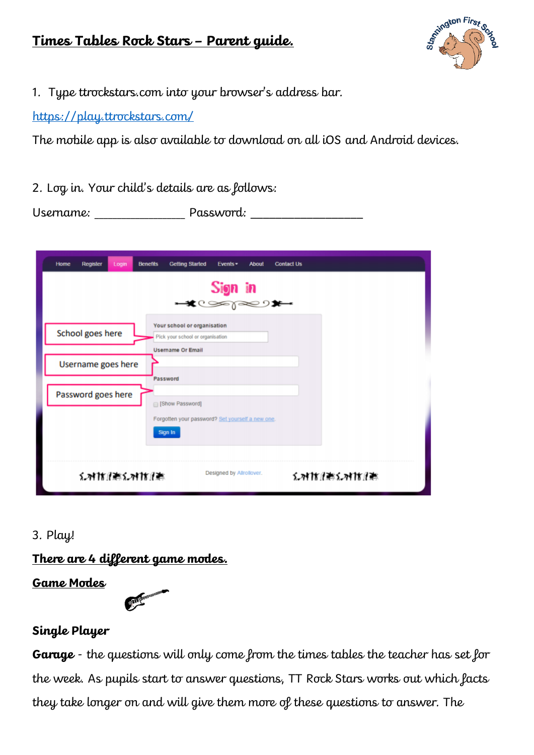# Times Tables Rock Stars – Parent guide.

1. Type ttrockstars.com into your browser's address bar.

https://play.ttrockstars.com/

The mobile app is also available to download on all iOS and Android devices.

2. Log in. Your child's details are as follows:

Username: _______________ Password: ___________________

3. Play!

**There are 4 different game modes.**

**Game Modes**

**Single Player**

**Garage** - the questions will only come from the times tables the teacher has set for the week. As pupils start to answer questions, TT Rock Stars works out which facts they take longer on and will give them more of these questions to answer. The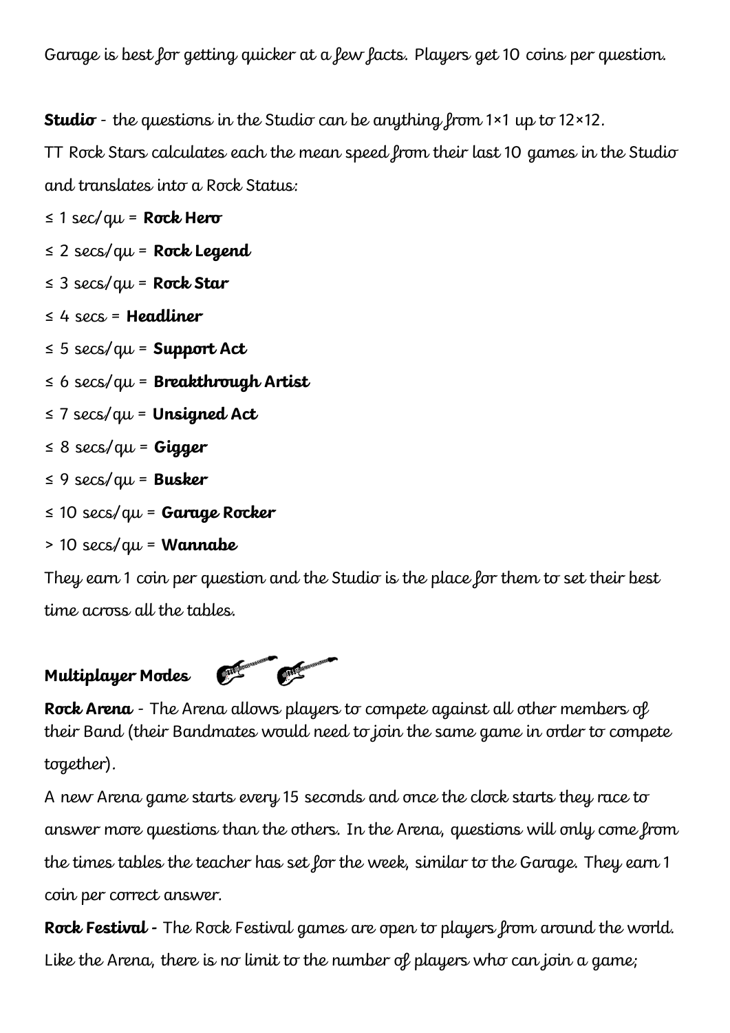Garage is best for getting quicker at a few facts. Players get 10 coins per question.

**Studio** - the questions in the Studio can be anything from 1×1 up to 12×12.

TT Rock Stars calculates each the mean speed from their last 10 games in the Studio and translates into a Rock Status:

≤ 1 sec/qu = **Rock Hero**

≤ 2 secs/qu = **Rock Legend**

≤ 3 secs/qu = **Rock Star**

≤ 4 secs = **Headliner**

≤ 5 secs/qu = **Support Act**

≤ 6 secs/qu = **Breakthrough Artist**

≤ 7 secs/qu = **Unsigned Act**

≤ 8 secs/qu = **Gigger**

≤ 9 secs/qu = **Busker**

≤ 10 secs/qu = **Garage Rocker**

> 10 secs/qu = **Wannabe**

They earn 1 coin per question and the Studio is the place for them to set their best time across all the tables.

**Multiplayer Modes**

**Rock Arena** - The Arena allows players to compete against all other members of their Band (their Bandmates would need to join the same game in order to compete together).

A new Arena game starts every 15 seconds and once the clock starts they race to answer more questions than the others. In the Arena, questions will only come from the times tables the teacher has set for the week, similar to the Garage. They earn 1 coin per correct answer.

**Rock Festival -** The Rock Festival games are open to players from around the world. Like the Arena, there is no limit to the number of players who can join a game;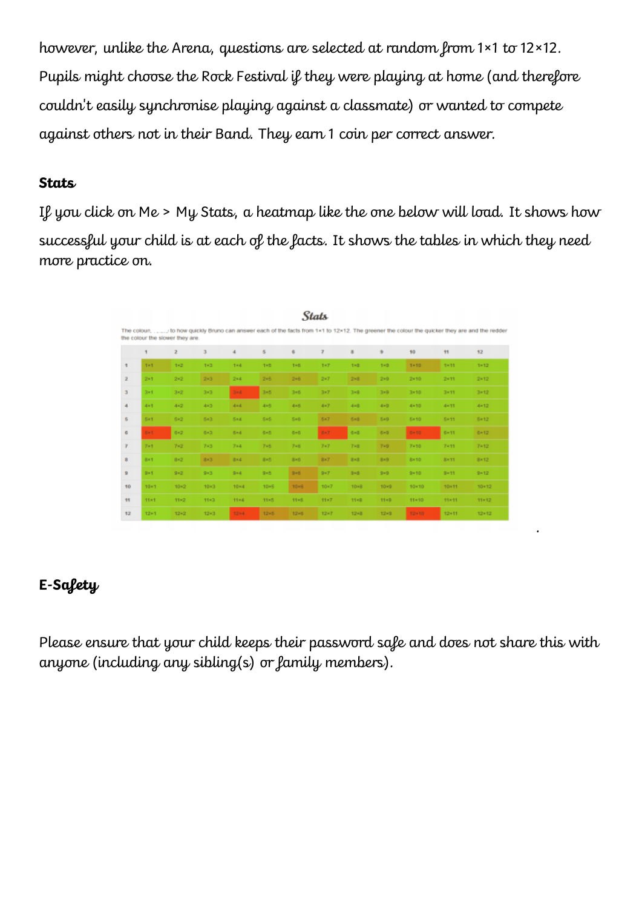however, unlike the Arena, questions are selected at random from 1×1 to 12×12. Pupils might choose the Rock Festival if they were playing at home (and therefore couldn't easily synchronise playing against a classmate) or wanted to compete against others not in their Band. They earn 1 coin per correct answer.

### Stats

If you click on Me > My Stats, a heatmap like the one below will load. It shows how successful your child is at each of the facts. It shows the tables in which they need more practice on.

**Stats**

The colour... to how quickly Bruno can answer each of the facts from 1×1 to 12×12. The greener the colour the quicker they are and the redder the colour the slower they are.

| | 1 | 2 | 3 | 4 | 5 | 6 | 7 | 8 | 9 | 10 | 11 | 12 |
|---|---|---|---|---|---|---|---|---|---|---|---|---|
| 1 | 1×1 | 1×2 | 1×3 | 1×4 | 1×5 | 1×6 | 1×7 | 1×8 | 1×9 | 1×10 | 1×11 | 1×12 |
| 2 | 2×1 | 2×2 | 2×3 | 2×4 | 2×5 | 2×6 | 2×7 | 2×8 | 2×9 | 2×10 | 2×11 | 2×12 |
| 3 | 3×1 | 3×2 | 3×3 | 3×4 | 3×5 | 3×6 | 3×7 | 3×8 | 3×9 | 3×10 | 3×11 | 3×12 |
| 4 | 4×1 | 4×2 | 4×3 | 4×4 | 4×5 | 4×6 | 4×7 | 4×8 | 4×9 | 4×10 | 4×11 | 4×12 |
| 5 | 5×1 | 5×2 | 5×3 | 5×4 | 5×5 | 5×6 | 5×7 | 5×8 | 5×9 | 5×10 | 5×11 | 5×12 |
| 6 | 6×1 | 6×2 | 6×3 | 6×4 | 6×5 | 6×6 | 6×7 | 6×8 | 6×9 | 6×10 | 6×11 | 6×12 |
| 7 | 7×1 | 7×2 | 7×3 | 7×4 | 7×5 | 7×6 | 7×7 | 7×8 | 7×9 | 7×10 | 7×11 | 7×12 |
| 8 | 8×1 | 8×2 | 8×3 | 8×4 | 8×5 | 8×6 | 8×7 | 8×8 | 8×9 | 8×10 | 8×11 | 8×12 |
| 9 | 9×1 | 9×2 | 9×3 | 9×4 | 9×5 | 9×6 | 9×7 | 9×8 | 9×9 | 9×10 | 9×11 | 9×12 |
| 10 | 10×1 | 10×2 | 10×3 | 10×4 | 10×5 | 10×6 | 10×7 | 10×8 | 10×9 | 10×10 | 10×11 | 10×12 |
| 11 | 11×1 | 11×2 | 11×3 | 11×4 | 11×5 | 11×6 | 11×7 | 11×8 | 11×9 | 11×10 | 11×11 | 11×12 |
| 12 | 12×1 | 12×2 | 12×3 | 12×4 | 12×5 | 12×6 | 12×7 | 12×8 | 12×9 | 12×10 | 12×11 | 12×12 |

### E-Safety

Please ensure that your child keeps their password safe and does not share this with anyone (including any sibling(s) or family members).